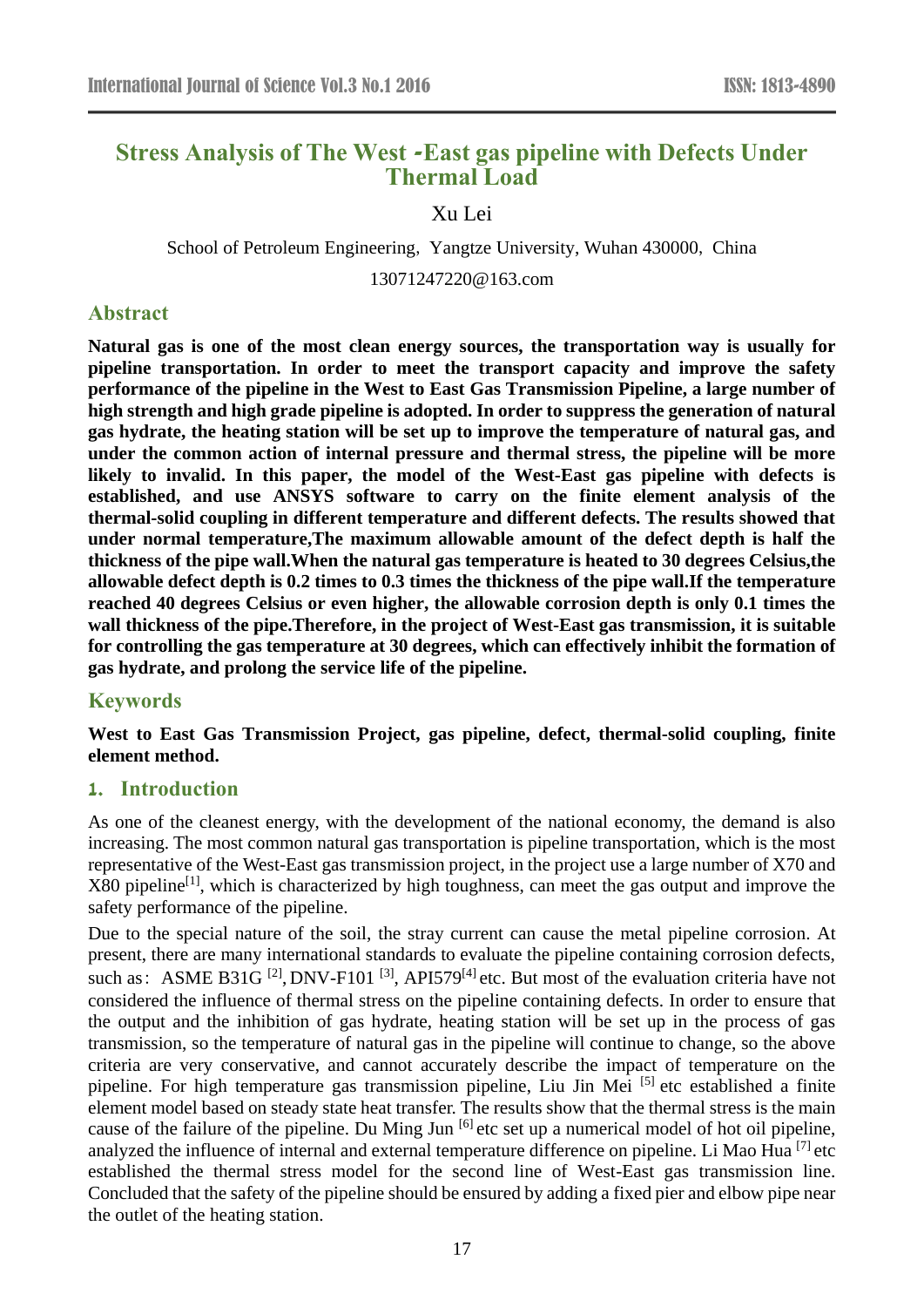# Stress Analysis of The West -East gas pipeline with Defects Under Thermal Load

Xu Lei

School of Petroleum Engineering, Yangtze University, Wuhan 430000, China

13071247220@163.com

## Abstract

**Natural gas is one of the most clean energy sources, the transportation way is usually for pipeline transportation. In order to meet the transport capacity and improve the safety performance of the pipeline in the West to East Gas Transmission Pipeline, a large number of high strength and high grade pipeline is adopted. In order to suppress the generation of natural gas hydrate, the heating station will be set up to improve the temperature of natural gas, and under the common action of internal pressure and thermal stress, the pipeline will be more likely to invalid. In this paper, the model of the West-East gas pipeline with defects is established, and use ANSYS software to carry on the finite element analysis of the thermal-solid coupling in different temperature and different defects. The results showed that under normal temperature,The maximum allowable amount of the defect depth is half the thickness of the pipe wall.When the natural gas temperature is heated to 30 degrees Celsius,the allowable defect depth is 0.2 times to 0.3 times the thickness of the pipe wall.If the temperature reached 40 degrees Celsius or even higher, the allowable corrosion depth is only 0.1 times the wall thickness of the pipe.Therefore, in the project of West-East gas transmission, it is suitable for controlling the gas temperature at 30 degrees, which can effectively inhibit the formation of gas hydrate, and prolong the service life of the pipeline.**

## Keywords

**West to East Gas Transmission Project, gas pipeline, defect, thermal-solid coupling, finite element method.**

## 1. Introduction

As one of the cleanest energy, with the development of the national economy, the demand is also increasing. The most common natural gas transportation is pipeline transportation, which is the most representative of the West-East gas transmission project, in the project use a large number of X70 and X80 pipeline[1], which is characterized by high toughness, can meet the gas output and improve the safety performance of the pipeline.

Due to the special nature of the soil, the stray current can cause the metal pipeline corrosion. At present, there are many international standards to evaluate the pipeline containing corrosion defects, such as: ASME B31G [2], DNV-F101 [3], API579[4] etc. But most of the evaluation criteria have not considered the influence of thermal stress on the pipeline containing defects. In order to ensure that the output and the inhibition of gas hydrate, heating station will be set up in the process of gas transmission, so the temperature of natural gas in the pipeline will continue to change, so the above criteria are very conservative, and cannot accurately describe the impact of temperature on the pipeline. For high temperature gas transmission pipeline, Liu Jin Mei [5] etc established a finite element model based on steady state heat transfer. The results show that the thermal stress is the main cause of the failure of the pipeline. Du Ming Jun [6] etc set up a numerical model of hot oil pipeline, analyzed the influence of internal and external temperature difference on pipeline. Li Mao Hua [7] etc established the thermal stress model for the second line of West-East gas transmission line. Concluded that the safety of the pipeline should be ensured by adding a fixed pier and elbow pipe near the outlet of the heating station.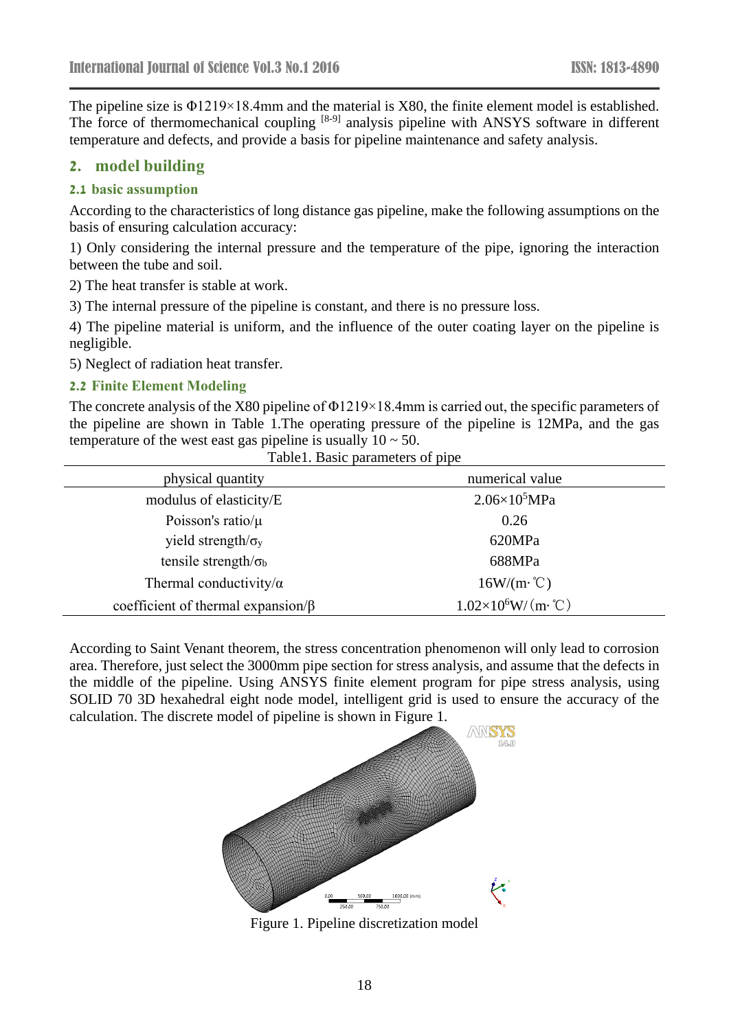The pipeline size is Φ1219×18.4mm and the material is X80, the finite element model is established. The force of thermomechanical coupling [8-9] analysis pipeline with ANSYS software in different temperature and defects, and provide a basis for pipeline maintenance and safety analysis.

## 2. model building

### 2.1 basic assumption

According to the characteristics of long distance gas pipeline, make the following assumptions on the basis of ensuring calculation accuracy:

1) Only considering the internal pressure and the temperature of the pipe, ignoring the interaction between the tube and soil.

2) The heat transfer is stable at work.

3) The internal pressure of the pipeline is constant, and there is no pressure loss.

4) The pipeline material is uniform, and the influence of the outer coating layer on the pipeline is negligible.

5) Neglect of radiation heat transfer.

### 2.2 Finite Element Modeling

The concrete analysis of the X80 pipeline of Φ1219×18.4mm is carried out, the specific parameters of the pipeline are shown in Table 1.The operating pressure of the pipeline is 12MPa, and the gas temperature of the west east gas pipeline is usually 10 ~ 50.

Table1. Basic parameters of pipe

| physical quantity | numerical value |
| --- | --- |
| modulus of elasticity/E | $2.06\times10^5$MPa |
| Poisson's ratio/μ | 0.26 |
| yield strength/$\sigma_y$ | 620MPa |
| tensile strength/$\sigma_b$ | 688MPa |
| Thermal conductivity/α | 16W/(m·℃) |
| coefficient of thermal expansion/β | $1.02\times10^6$W/（m·℃） |

According to Saint Venant theorem, the stress concentration phenomenon will only lead to corrosion area. Therefore, just select the 3000mm pipe section for stress analysis, and assume that the defects in the middle of the pipeline. Using ANSYS finite element program for pipe stress analysis, using SOLID 70 3D hexahedral eight node model, intelligent grid is used to ensure the accuracy of the calculation. The discrete model of pipeline is shown in Figure 1.

Figure 1. Pipeline discretization model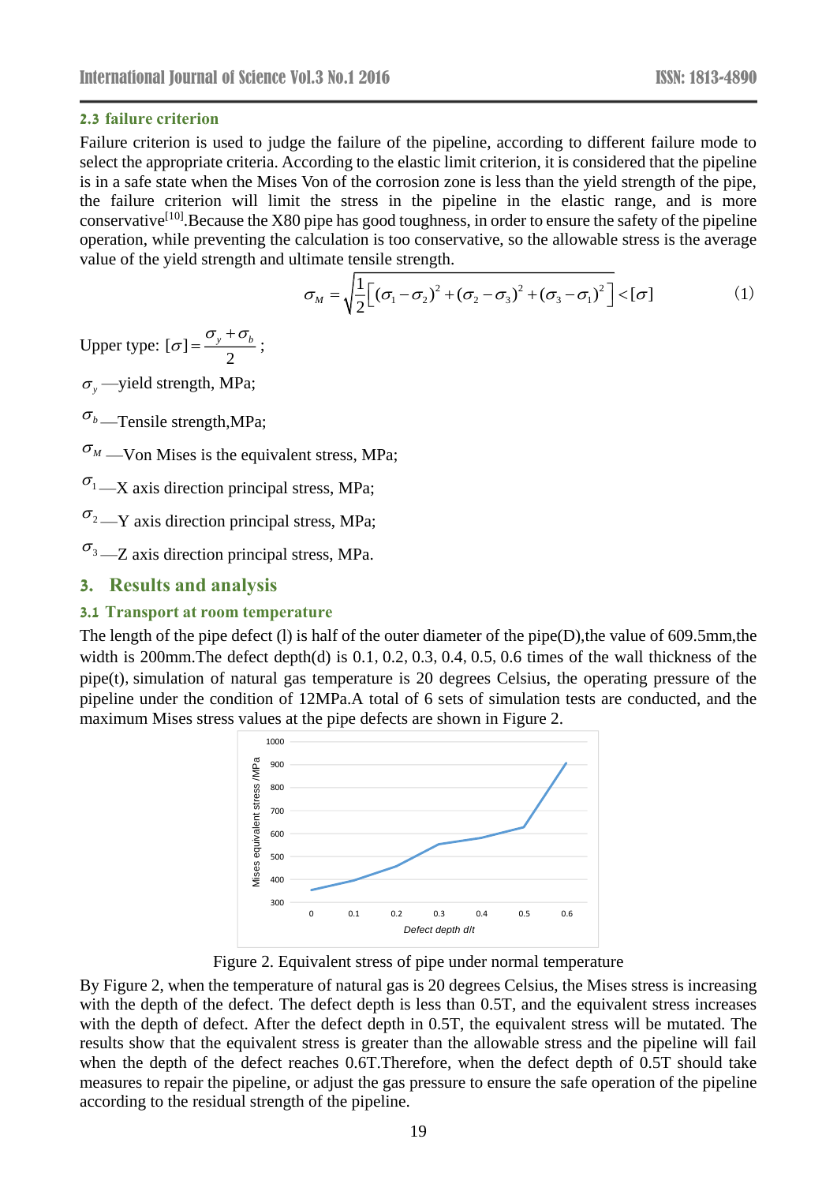### 2.3 failure criterion

Failure criterion is used to judge the failure of the pipeline, according to different failure mode to select the appropriate criteria. According to the elastic limit criterion, it is considered that the pipeline is in a safe state when the Mises Von of the corrosion zone is less than the yield strength of the pipe, the failure criterion will limit the stress in the pipeline in the elastic range, and is more conservative[10].Because the X80 pipe has good toughness, in order to ensure the safety of the pipeline operation, while preventing the calculation is too conservative, so the allowable stress is the average value of the yield strength and ultimate tensile strength.

$$\sigma_M = \sqrt{\frac{1}{2}\left[(\sigma_1-\sigma_2)^2+(\sigma_2-\sigma_3)^2+(\sigma_3-\sigma_1)^2\right]} < [\sigma] \qquad (1)$$

Upper type: $[\sigma] = \dfrac{\sigma_y + \sigma_b}{2}$ ;

$\sigma_y$ —yield strength, MPa;

$\sigma_b$ —Tensile strength,MPa;

$\sigma_M$ —Von Mises is the equivalent stress, MPa;

$\sigma_1$ —X axis direction principal stress, MPa;

$\sigma_2$ —Y axis direction principal stress, MPa;

$\sigma_3$ —Z axis direction principal stress, MPa.

## 3. Results and analysis

### 3.1 Transport at room temperature

The length of the pipe defect (l) is half of the outer diameter of the pipe(D),the value of 609.5mm,the width is 200mm.The defect depth(d) is 0.1, 0.2, 0.3, 0.4, 0.5, 0.6 times of the wall thickness of the pipe(t), simulation of natural gas temperature is 20 degrees Celsius, the operating pressure of the pipeline under the condition of 12MPa.A total of 6 sets of simulation tests are conducted, and the maximum Mises stress values at the pipe defects are shown in Figure 2.

Figure 2. Equivalent stress of pipe under normal temperature

By Figure 2, when the temperature of natural gas is 20 degrees Celsius, the Mises stress is increasing with the depth of the defect. The defect depth is less than 0.5T, and the equivalent stress increases with the depth of defect. After the defect depth in 0.5T, the equivalent stress will be mutated. The results show that the equivalent stress is greater than the allowable stress and the pipeline will fail when the depth of the defect reaches 0.6T.Therefore, when the defect depth of 0.5T should take measures to repair the pipeline, or adjust the gas pressure to ensure the safe operation of the pipeline according to the residual strength of the pipeline.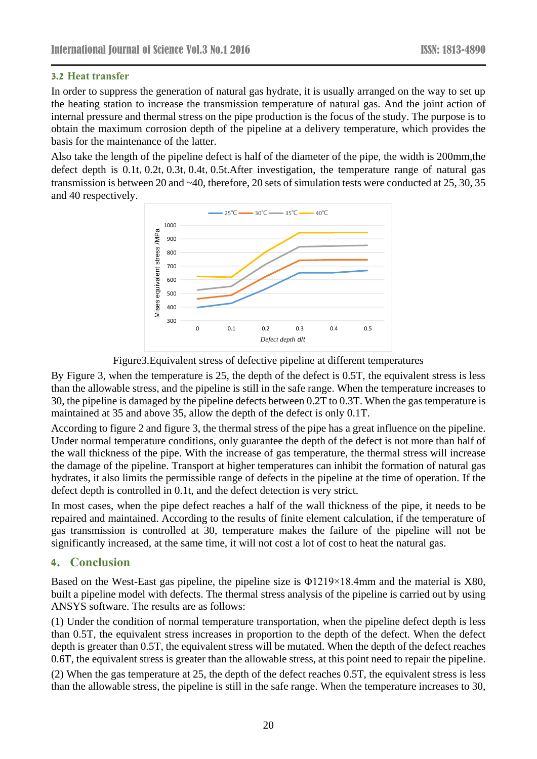### 3.2 Heat transfer

In order to suppress the generation of natural gas hydrate, it is usually arranged on the way to set up the heating station to increase the transmission temperature of natural gas. And the joint action of internal pressure and thermal stress on the pipe production is the focus of the study. The purpose is to obtain the maximum corrosion depth of the pipeline at a delivery temperature, which provides the basis for the maintenance of the latter.

Also take the length of the pipeline defect is half of the diameter of the pipe, the width is 200mm,the defect depth is 0.1t, 0.2t, 0.3t, 0.4t, 0.5t.After investigation, the temperature range of natural gas transmission is between 20 and ~40, therefore, 20 sets of simulation tests were conducted at 25, 30, 35 and 40 respectively.

Figure3.Equivalent stress of defective pipeline at different temperatures

By Figure 3, when the temperature is 25, the depth of the defect is 0.5T, the equivalent stress is less than the allowable stress, and the pipeline is still in the safe range. When the temperature increases to 30, the pipeline is damaged by the pipeline defects between 0.2T to 0.3T. When the gas temperature is maintained at 35 and above 35, allow the depth of the defect is only 0.1T.

According to figure 2 and figure 3, the thermal stress of the pipe has a great influence on the pipeline. Under normal temperature conditions, only guarantee the depth of the defect is not more than half of the wall thickness of the pipe. With the increase of gas temperature, the thermal stress will increase the damage of the pipeline. Transport at higher temperatures can inhibit the formation of natural gas hydrates, it also limits the permissible range of defects in the pipeline at the time of operation. If the defect depth is controlled in 0.1t, and the defect detection is very strict.

In most cases, when the pipe defect reaches a half of the wall thickness of the pipe, it needs to be repaired and maintained. According to the results of finite element calculation, if the temperature of gas transmission is controlled at 30, temperature makes the failure of the pipeline will not be significantly increased, at the same time, it will not cost a lot of cost to heat the natural gas.

## 4. Conclusion

Based on the West-East gas pipeline, the pipeline size is Φ1219×18.4mm and the material is X80, built a pipeline model with defects. The thermal stress analysis of the pipeline is carried out by using ANSYS software. The results are as follows:

(1) Under the condition of normal temperature transportation, when the pipeline defect depth is less than 0.5T, the equivalent stress increases in proportion to the depth of the defect. When the defect depth is greater than 0.5T, the equivalent stress will be mutated. When the depth of the defect reaches 0.6T, the equivalent stress is greater than the allowable stress, at this point need to repair the pipeline.

(2) When the gas temperature at 25, the depth of the defect reaches 0.5T, the equivalent stress is less than the allowable stress, the pipeline is still in the safe range. When the temperature increases to 30,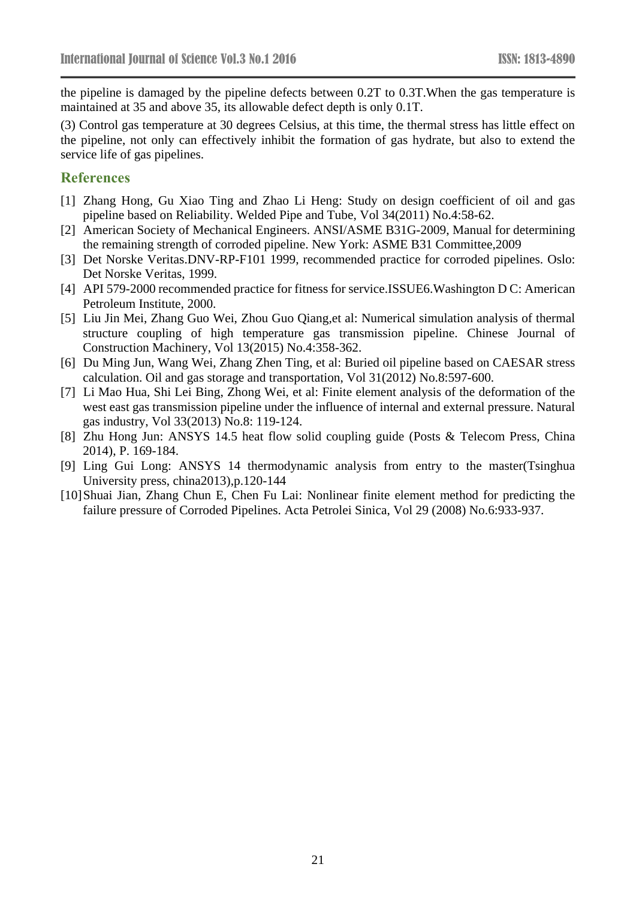the pipeline is damaged by the pipeline defects between 0.2T to 0.3T.When the gas temperature is maintained at 35 and above 35, its allowable defect depth is only 0.1T.

(3) Control gas temperature at 30 degrees Celsius, at this time, the thermal stress has little effect on the pipeline, not only can effectively inhibit the formation of gas hydrate, but also to extend the service life of gas pipelines.

## References

[1] Zhang Hong, Gu Xiao Ting and Zhao Li Heng: Study on design coefficient of oil and gas pipeline based on Reliability. Welded Pipe and Tube, Vol 34(2011) No.4:58-62.

[2] American Society of Mechanical Engineers. ANSI/ASME B31G-2009, Manual for determining the remaining strength of corroded pipeline. New York: ASME B31 Committee,2009

[3] Det Norske Veritas.DNV-RP-F101 1999, recommended practice for corroded pipelines. Oslo: Det Norske Veritas, 1999.

[4] API 579-2000 recommended practice for fitness for service.ISSUE6.Washington D C: American Petroleum Institute, 2000.

[5] Liu Jin Mei, Zhang Guo Wei, Zhou Guo Qiang,et al: Numerical simulation analysis of thermal structure coupling of high temperature gas transmission pipeline. Chinese Journal of Construction Machinery, Vol 13(2015) No.4:358-362.

[6] Du Ming Jun, Wang Wei, Zhang Zhen Ting, et al: Buried oil pipeline based on CAESAR stress calculation. Oil and gas storage and transportation, Vol 31(2012) No.8:597-600.

[7] Li Mao Hua, Shi Lei Bing, Zhong Wei, et al: Finite element analysis of the deformation of the west east gas transmission pipeline under the influence of internal and external pressure. Natural gas industry, Vol 33(2013) No.8: 119-124.

[8] Zhu Hong Jun: ANSYS 14.5 heat flow solid coupling guide (Posts & Telecom Press, China 2014), P. 169-184.

[9] Ling Gui Long: ANSYS 14 thermodynamic analysis from entry to the master(Tsinghua University press, china2013),p.120-144

[10] Shuai Jian, Zhang Chun E, Chen Fu Lai: Nonlinear finite element method for predicting the failure pressure of Corroded Pipelines. Acta Petrolei Sinica, Vol 29 (2008) No.6:933-937.